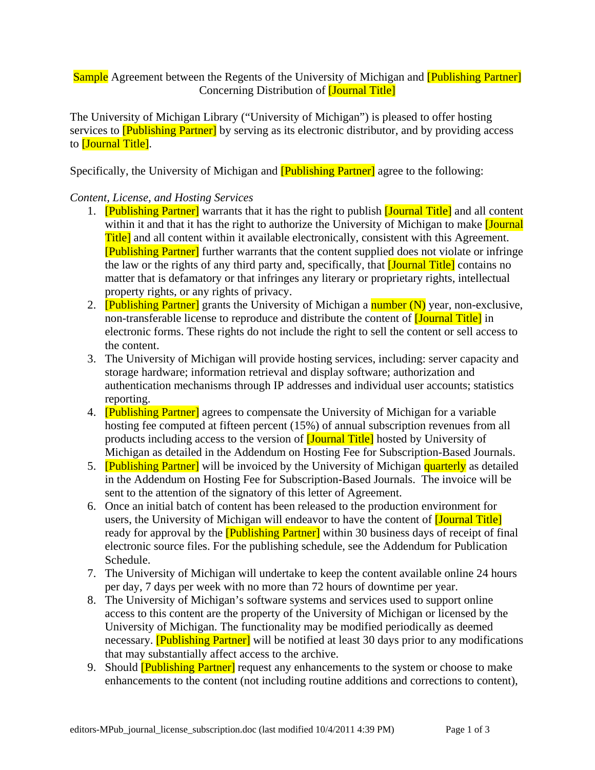Sample Agreement between the Regents of the University of Michigan and [Publishing Partner] Concerning Distribution of [Journal Title]

The University of Michigan Library ("University of Michigan") is pleased to offer hosting services to [Publishing Partner] by serving as its electronic distributor, and by providing access to [Journal Title].

Specifically, the University of Michigan and [Publishing Partner] agree to the following:

*Content, License, and Hosting Services*

1. [Publishing Partner] warrants that it has the right to publish [Journal Title] and all content within it and that it has the right to authorize the University of Michigan to make [Journal Title] and all content within it available electronically, consistent with this Agreement. [Publishing Partner] further warrants that the content supplied does not violate or infringe the law or the rights of any third party and, specifically, that [Journal Title] contains no matter that is defamatory or that infringes any literary or proprietary rights, intellectual property rights, or any rights of privacy.
2. [Publishing Partner] grants the University of Michigan a number (N) year, non-exclusive, non-transferable license to reproduce and distribute the content of [Journal Title] in electronic forms. These rights do not include the right to sell the content or sell access to the content.
3. The University of Michigan will provide hosting services, including: server capacity and storage hardware; information retrieval and display software; authorization and authentication mechanisms through IP addresses and individual user accounts; statistics reporting.
4. [Publishing Partner] agrees to compensate the University of Michigan for a variable hosting fee computed at fifteen percent (15%) of annual subscription revenues from all products including access to the version of [Journal Title] hosted by University of Michigan as detailed in the Addendum on Hosting Fee for Subscription-Based Journals.
5. [Publishing Partner] will be invoiced by the University of Michigan quarterly as detailed in the Addendum on Hosting Fee for Subscription-Based Journals. The invoice will be sent to the attention of the signatory of this letter of Agreement.
6. Once an initial batch of content has been released to the production environment for users, the University of Michigan will endeavor to have the content of [Journal Title] ready for approval by the [Publishing Partner] within 30 business days of receipt of final electronic source files. For the publishing schedule, see the Addendum for Publication Schedule.
7. The University of Michigan will undertake to keep the content available online 24 hours per day, 7 days per week with no more than 72 hours of downtime per year.
8. The University of Michigan's software systems and services used to support online access to this content are the property of the University of Michigan or licensed by the University of Michigan. The functionality may be modified periodically as deemed necessary. [Publishing Partner] will be notified at least 30 days prior to any modifications that may substantially affect access to the archive.
9. Should [Publishing Partner] request any enhancements to the system or choose to make enhancements to the content (not including routine additions and corrections to content),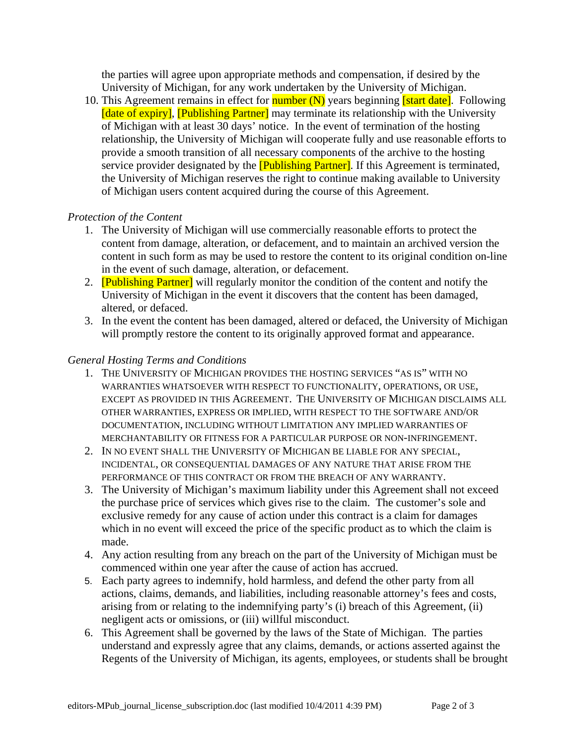the parties will agree upon appropriate methods and compensation, if desired by the University of Michigan, for any work undertaken by the University of Michigan.

10. This Agreement remains in effect for number (N) years beginning [start date]. Following [date of expiry], [Publishing Partner] may terminate its relationship with the University of Michigan with at least 30 days' notice. In the event of termination of the hosting relationship, the University of Michigan will cooperate fully and use reasonable efforts to provide a smooth transition of all necessary components of the archive to the hosting service provider designated by the [Publishing Partner]. If this Agreement is terminated, the University of Michigan reserves the right to continue making available to University of Michigan users content acquired during the course of this Agreement.

*Protection of the Content*

1. The University of Michigan will use commercially reasonable efforts to protect the content from damage, alteration, or defacement, and to maintain an archived version the content in such form as may be used to restore the content to its original condition on-line in the event of such damage, alteration, or defacement.
2. [Publishing Partner] will regularly monitor the condition of the content and notify the University of Michigan in the event it discovers that the content has been damaged, altered, or defaced.
3. In the event the content has been damaged, altered or defaced, the University of Michigan will promptly restore the content to its originally approved format and appearance.

*General Hosting Terms and Conditions*

1. THE UNIVERSITY OF MICHIGAN PROVIDES THE HOSTING SERVICES "AS IS" WITH NO WARRANTIES WHATSOEVER WITH RESPECT TO FUNCTIONALITY, OPERATIONS, OR USE, EXCEPT AS PROVIDED IN THIS AGREEMENT. THE UNIVERSITY OF MICHIGAN DISCLAIMS ALL OTHER WARRANTIES, EXPRESS OR IMPLIED, WITH RESPECT TO THE SOFTWARE AND/OR DOCUMENTATION, INCLUDING WITHOUT LIMITATION ANY IMPLIED WARRANTIES OF MERCHANTABILITY OR FITNESS FOR A PARTICULAR PURPOSE OR NON-INFRINGEMENT.
2. IN NO EVENT SHALL THE UNIVERSITY OF MICHIGAN BE LIABLE FOR ANY SPECIAL, INCIDENTAL, OR CONSEQUENTIAL DAMAGES OF ANY NATURE THAT ARISE FROM THE PERFORMANCE OF THIS CONTRACT OR FROM THE BREACH OF ANY WARRANTY.
3. The University of Michigan's maximum liability under this Agreement shall not exceed the purchase price of services which gives rise to the claim. The customer's sole and exclusive remedy for any cause of action under this contract is a claim for damages which in no event will exceed the price of the specific product as to which the claim is made.
4. Any action resulting from any breach on the part of the University of Michigan must be commenced within one year after the cause of action has accrued.
5. Each party agrees to indemnify, hold harmless, and defend the other party from all actions, claims, demands, and liabilities, including reasonable attorney's fees and costs, arising from or relating to the indemnifying party's (i) breach of this Agreement, (ii) negligent acts or omissions, or (iii) willful misconduct.
6. This Agreement shall be governed by the laws of the State of Michigan. The parties understand and expressly agree that any claims, demands, or actions asserted against the Regents of the University of Michigan, its agents, employees, or students shall be brought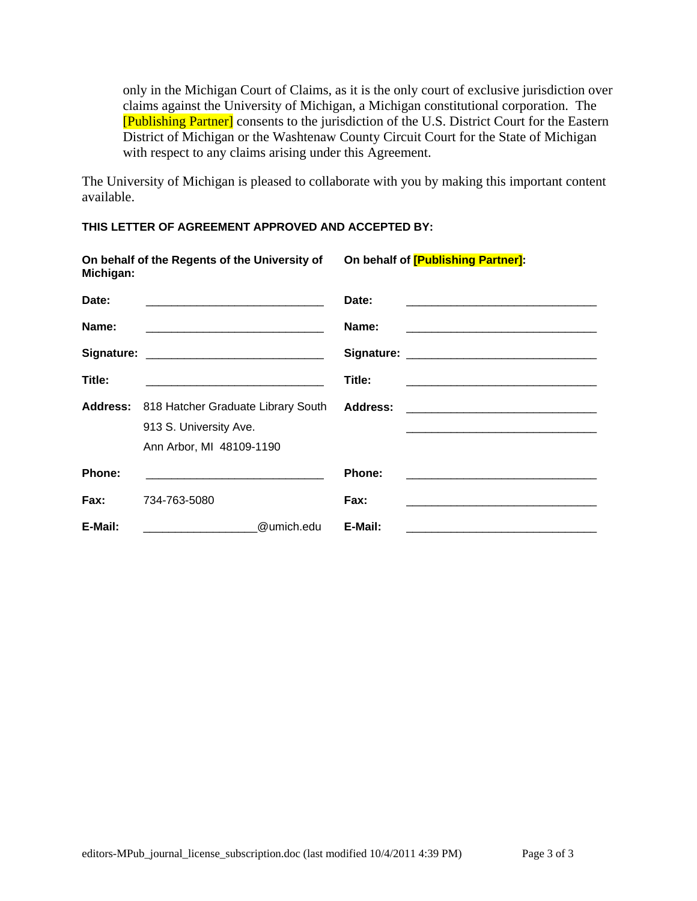only in the Michigan Court of Claims, as it is the only court of exclusive jurisdiction over claims against the University of Michigan, a Michigan constitutional corporation. The [Publishing Partner] consents to the jurisdiction of the U.S. District Court for the Eastern District of Michigan or the Washtenaw County Circuit Court for the State of Michigan with respect to any claims arising under this Agreement.

The University of Michigan is pleased to collaborate with you by making this important content available.

**THIS LETTER OF AGREEMENT APPROVED AND ACCEPTED BY:**

| **On behalf of the Regents of the University of Michigan:** | | **On behalf of [Publishing Partner]:** | |
|---|---|---|---|
| **Date:** | ____________________________ | **Date:** | ______________________________ |
| **Name:** | ____________________________ | **Name:** | ______________________________ |
| **Signature:** | ____________________________ | **Signature:** | ______________________________ |
| **Title:** | ____________________________ | **Title:** | ______________________________ |
| **Address:** | 818 Hatcher Graduate Library South<br>913 S. University Ave.<br>Ann Arbor, MI 48109-1190 | **Address:** | ______________________________<br>______________________________ |
| **Phone:** | ____________________________ | **Phone:** | ______________________________ |
| **Fax:** | 734-763-5080 | **Fax:** | ______________________________ |
| **E-Mail:** | __________________@umich.edu | **E-Mail:** | ______________________________ |

editors-MPub_journal_license_subscription.doc (last modified 10/4/2011 4:39 PM)